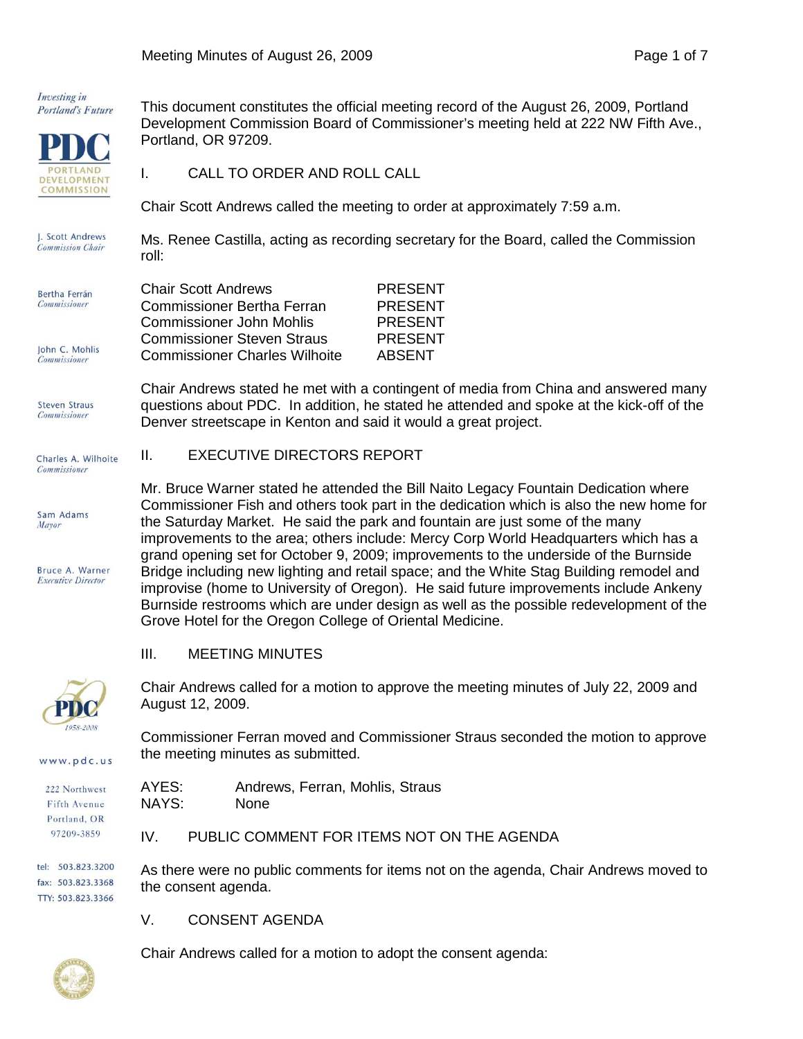This document constitutes the official meeting record of the August 26, 2009, Portland Development Commission Board of Commissioner's meeting held at 222 NW Fifth Ave., Portland, OR 97209.

## I. CALL TO ORDER AND ROLL CALL

Chair Scott Andrews called the meeting to order at approximately 7:59 a.m.

Ms. Renee Castilla, acting as recording secretary for the Board, called the Commission roll:

| | |
|---|---|
| Chair Scott Andrews | PRESENT |
| Commissioner Bertha Ferran | PRESENT |
| Commissioner John Mohlis | PRESENT |
| Commissioner Steven Straus | PRESENT |
| Commissioner Charles Wilhoite | ABSENT |

Chair Andrews stated he met with a contingent of media from China and answered many questions about PDC. In addition, he stated he attended and spoke at the kick-off of the Denver streetscape in Kenton and said it would a great project.

## II. EXECUTIVE DIRECTORS REPORT

Mr. Bruce Warner stated he attended the Bill Naito Legacy Fountain Dedication where Commissioner Fish and others took part in the dedication which is also the new home for the Saturday Market. He said the park and fountain are just some of the many improvements to the area; others include: Mercy Corp World Headquarters which has a grand opening set for October 9, 2009; improvements to the underside of the Burnside Bridge including new lighting and retail space; and the White Stag Building remodel and improvise (home to University of Oregon). He said future improvements include Ankeny Burnside restrooms which are under design as well as the possible redevelopment of the Grove Hotel for the Oregon College of Oriental Medicine.

## III. MEETING MINUTES

Chair Andrews called for a motion to approve the meeting minutes of July 22, 2009 and August 12, 2009.

Commissioner Ferran moved and Commissioner Straus seconded the motion to approve the meeting minutes as submitted.

| | |
|---|---|
| AYES: | Andrews, Ferran, Mohlis, Straus |
| NAYS: | None |

## IV. PUBLIC COMMENT FOR ITEMS NOT ON THE AGENDA

As there were no public comments for items not on the agenda, Chair Andrews moved to the consent agenda.

## V. CONSENT AGENDA

Chair Andrews called for a motion to adopt the consent agenda: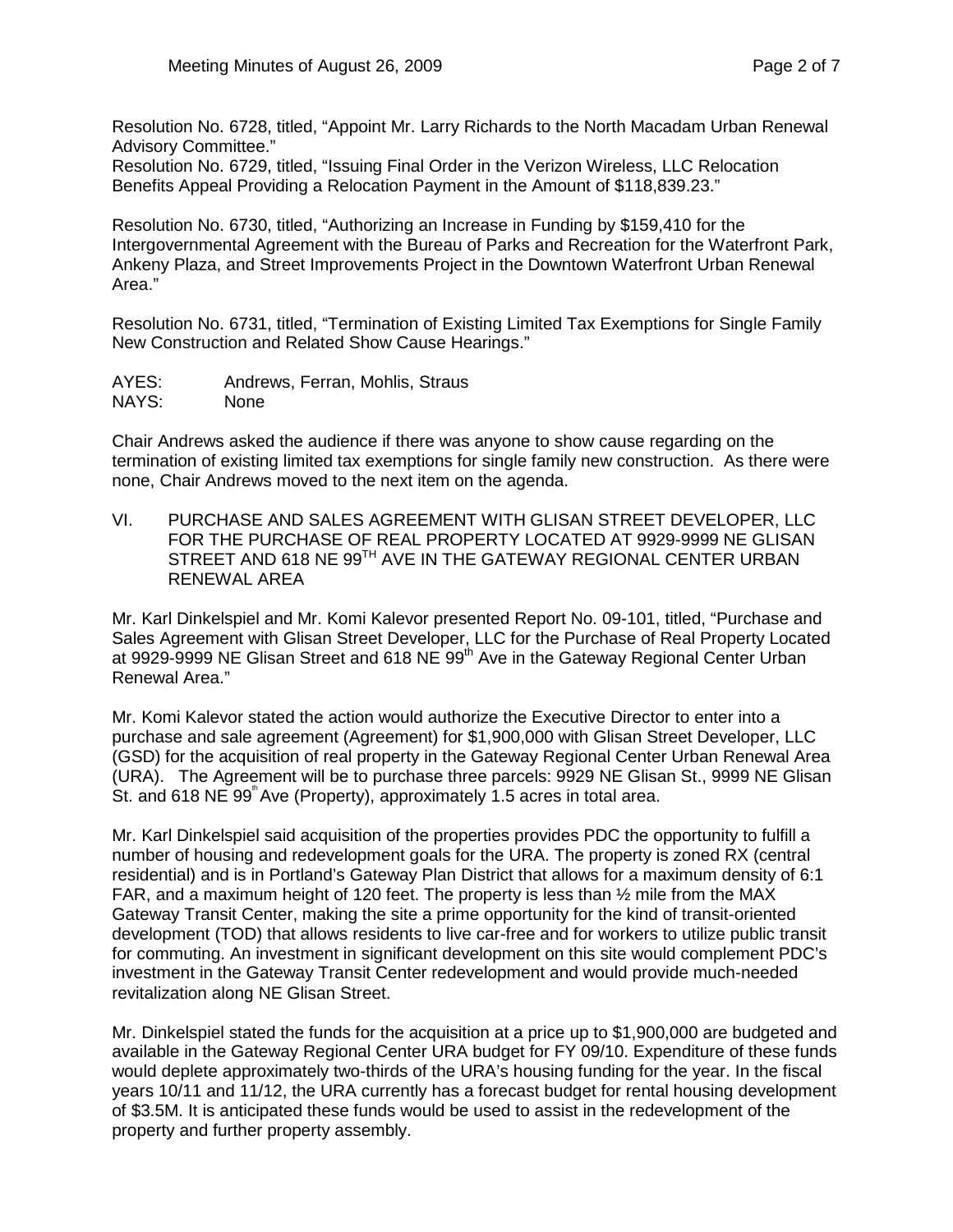Resolution No. 6728, titled, "Appoint Mr. Larry Richards to the North Macadam Urban Renewal Advisory Committee."
Resolution No. 6729, titled, "Issuing Final Order in the Verizon Wireless, LLC Relocation Benefits Appeal Providing a Relocation Payment in the Amount of $118,839.23."

Resolution No. 6730, titled, "Authorizing an Increase in Funding by $159,410 for the Intergovernmental Agreement with the Bureau of Parks and Recreation for the Waterfront Park, Ankeny Plaza, and Street Improvements Project in the Downtown Waterfront Urban Renewal Area."

Resolution No. 6731, titled, "Termination of Existing Limited Tax Exemptions for Single Family New Construction and Related Show Cause Hearings."

AYES: Andrews, Ferran, Mohlis, Straus
NAYS: None

Chair Andrews asked the audience if there was anyone to show cause regarding on the termination of existing limited tax exemptions for single family new construction. As there were none, Chair Andrews moved to the next item on the agenda.

## VI. PURCHASE AND SALES AGREEMENT WITH GLISAN STREET DEVELOPER, LLC FOR THE PURCHASE OF REAL PROPERTY LOCATED AT 9929-9999 NE GLISAN STREET AND 618 NE 99TH AVE IN THE GATEWAY REGIONAL CENTER URBAN RENEWAL AREA

Mr. Karl Dinkelspiel and Mr. Komi Kalevor presented Report No. 09-101, titled, "Purchase and Sales Agreement with Glisan Street Developer, LLC for the Purchase of Real Property Located at 9929-9999 NE Glisan Street and 618 NE 99th Ave in the Gateway Regional Center Urban Renewal Area."

Mr. Komi Kalevor stated the action would authorize the Executive Director to enter into a purchase and sale agreement (Agreement) for $1,900,000 with Glisan Street Developer, LLC (GSD) for the acquisition of real property in the Gateway Regional Center Urban Renewal Area (URA). The Agreement will be to purchase three parcels: 9929 NE Glisan St., 9999 NE Glisan St. and 618 NE 99th Ave (Property), approximately 1.5 acres in total area.

Mr. Karl Dinkelspiel said acquisition of the properties provides PDC the opportunity to fulfill a number of housing and redevelopment goals for the URA. The property is zoned RX (central residential) and is in Portland's Gateway Plan District that allows for a maximum density of 6:1 FAR, and a maximum height of 120 feet. The property is less than ½ mile from the MAX Gateway Transit Center, making the site a prime opportunity for the kind of transit-oriented development (TOD) that allows residents to live car-free and for workers to utilize public transit for commuting. An investment in significant development on this site would complement PDC's investment in the Gateway Transit Center redevelopment and would provide much-needed revitalization along NE Glisan Street.

Mr. Dinkelspiel stated the funds for the acquisition at a price up to $1,900,000 are budgeted and available in the Gateway Regional Center URA budget for FY 09/10. Expenditure of these funds would deplete approximately two-thirds of the URA's housing funding for the year. In the fiscal years 10/11 and 11/12, the URA currently has a forecast budget for rental housing development of $3.5M. It is anticipated these funds would be used to assist in the redevelopment of the property and further property assembly.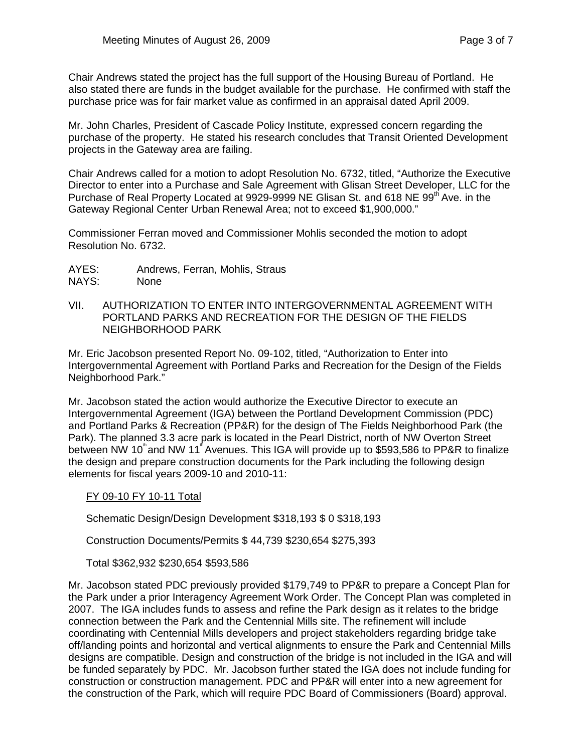Chair Andrews stated the project has the full support of the Housing Bureau of Portland. He also stated there are funds in the budget available for the purchase. He confirmed with staff the purchase price was for fair market value as confirmed in an appraisal dated April 2009.

Mr. John Charles, President of Cascade Policy Institute, expressed concern regarding the purchase of the property. He stated his research concludes that Transit Oriented Development projects in the Gateway area are failing.

Chair Andrews called for a motion to adopt Resolution No. 6732, titled, "Authorize the Executive Director to enter into a Purchase and Sale Agreement with Glisan Street Developer, LLC for the Purchase of Real Property Located at 9929-9999 NE Glisan St. and 618 NE 99th Ave. in the Gateway Regional Center Urban Renewal Area; not to exceed $1,900,000."

Commissioner Ferran moved and Commissioner Mohlis seconded the motion to adopt Resolution No. 6732.

AYES: Andrews, Ferran, Mohlis, Straus
NAYS: None

VII. AUTHORIZATION TO ENTER INTO INTERGOVERNMENTAL AGREEMENT WITH PORTLAND PARKS AND RECREATION FOR THE DESIGN OF THE FIELDS NEIGHBORHOOD PARK

Mr. Eric Jacobson presented Report No. 09-102, titled, "Authorization to Enter into Intergovernmental Agreement with Portland Parks and Recreation for the Design of the Fields Neighborhood Park."

Mr. Jacobson stated the action would authorize the Executive Director to execute an Intergovernmental Agreement (IGA) between the Portland Development Commission (PDC) and Portland Parks & Recreation (PP&R) for the design of The Fields Neighborhood Park (the Park). The planned 3.3 acre park is located in the Pearl District, north of NW Overton Street between NW 10th and NW 11th Avenues. This IGA will provide up to $593,586 to PP&R to finalize the design and prepare construction documents for the Park including the following design elements for fiscal years 2009-10 and 2010-11:

| | FY 09-10 | FY 10-11 | Total |
|---|---|---|---|
| Schematic Design/Design Development | $318,193 | $ 0 | $318,193 |
| Construction Documents/Permits | $ 44,739 | $230,654 | $275,393 |
| Total | $362,932 | $230,654 | $593,586 |

Mr. Jacobson stated PDC previously provided $179,749 to PP&R to prepare a Concept Plan for the Park under a prior Interagency Agreement Work Order. The Concept Plan was completed in 2007. The IGA includes funds to assess and refine the Park design as it relates to the bridge connection between the Park and the Centennial Mills site. The refinement will include coordinating with Centennial Mills developers and project stakeholders regarding bridge take off/landing points and horizontal and vertical alignments to ensure the Park and Centennial Mills designs are compatible. Design and construction of the bridge is not included in the IGA and will be funded separately by PDC. Mr. Jacobson further stated the IGA does not include funding for construction or construction management. PDC and PP&R will enter into a new agreement for the construction of the Park, which will require PDC Board of Commissioners (Board) approval.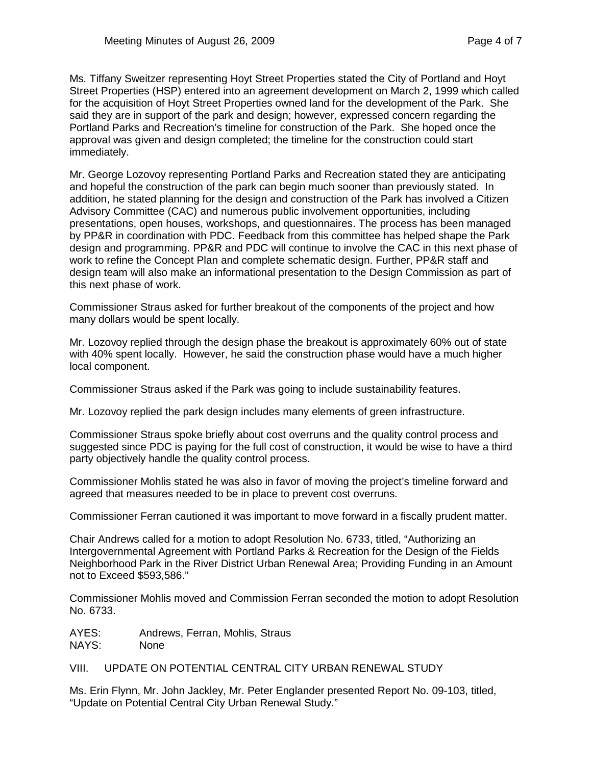Ms. Tiffany Sweitzer representing Hoyt Street Properties stated the City of Portland and Hoyt Street Properties (HSP) entered into an agreement development on March 2, 1999 which called for the acquisition of Hoyt Street Properties owned land for the development of the Park. She said they are in support of the park and design; however, expressed concern regarding the Portland Parks and Recreation's timeline for construction of the Park. She hoped once the approval was given and design completed; the timeline for the construction could start immediately.

Mr. George Lozovoy representing Portland Parks and Recreation stated they are anticipating and hopeful the construction of the park can begin much sooner than previously stated. In addition, he stated planning for the design and construction of the Park has involved a Citizen Advisory Committee (CAC) and numerous public involvement opportunities, including presentations, open houses, workshops, and questionnaires. The process has been managed by PP&R in coordination with PDC. Feedback from this committee has helped shape the Park design and programming. PP&R and PDC will continue to involve the CAC in this next phase of work to refine the Concept Plan and complete schematic design. Further, PP&R staff and design team will also make an informational presentation to the Design Commission as part of this next phase of work.

Commissioner Straus asked for further breakout of the components of the project and how many dollars would be spent locally.

Mr. Lozovoy replied through the design phase the breakout is approximately 60% out of state with 40% spent locally. However, he said the construction phase would have a much higher local component.

Commissioner Straus asked if the Park was going to include sustainability features.

Mr. Lozovoy replied the park design includes many elements of green infrastructure.

Commissioner Straus spoke briefly about cost overruns and the quality control process and suggested since PDC is paying for the full cost of construction, it would be wise to have a third party objectively handle the quality control process.

Commissioner Mohlis stated he was also in favor of moving the project's timeline forward and agreed that measures needed to be in place to prevent cost overruns.

Commissioner Ferran cautioned it was important to move forward in a fiscally prudent matter.

Chair Andrews called for a motion to adopt Resolution No. 6733, titled, "Authorizing an Intergovernmental Agreement with Portland Parks & Recreation for the Design of the Fields Neighborhood Park in the River District Urban Renewal Area; Providing Funding in an Amount not to Exceed $593,586."

Commissioner Mohlis moved and Commission Ferran seconded the motion to adopt Resolution No. 6733.

AYES: Andrews, Ferran, Mohlis, Straus
NAYS: None

## VIII. UPDATE ON POTENTIAL CENTRAL CITY URBAN RENEWAL STUDY

Ms. Erin Flynn, Mr. John Jackley, Mr. Peter Englander presented Report No. 09-103, titled, "Update on Potential Central City Urban Renewal Study."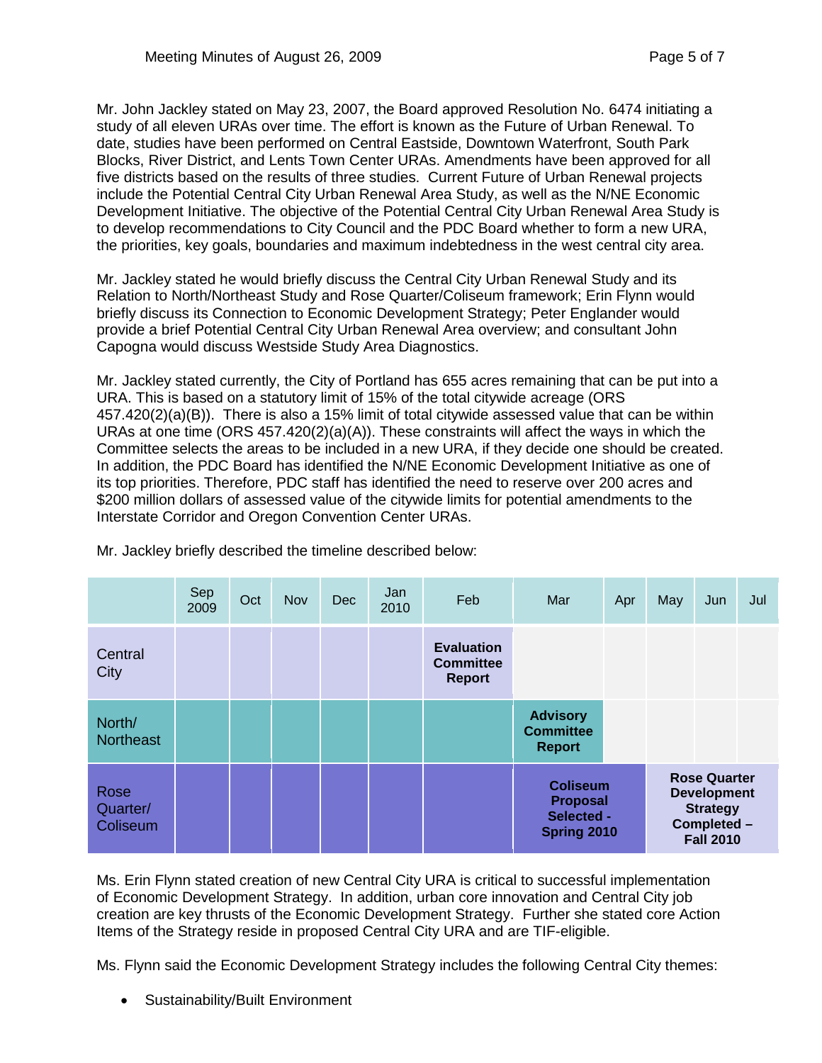Mr. John Jackley stated on May 23, 2007, the Board approved Resolution No. 6474 initiating a study of all eleven URAs over time. The effort is known as the Future of Urban Renewal. To date, studies have been performed on Central Eastside, Downtown Waterfront, South Park Blocks, River District, and Lents Town Center URAs. Amendments have been approved for all five districts based on the results of three studies. Current Future of Urban Renewal projects include the Potential Central City Urban Renewal Area Study, as well as the N/NE Economic Development Initiative. The objective of the Potential Central City Urban Renewal Area Study is to develop recommendations to City Council and the PDC Board whether to form a new URA, the priorities, key goals, boundaries and maximum indebtedness in the west central city area.

Mr. Jackley stated he would briefly discuss the Central City Urban Renewal Study and its Relation to North/Northeast Study and Rose Quarter/Coliseum framework; Erin Flynn would briefly discuss its Connection to Economic Development Strategy; Peter Englander would provide a brief Potential Central City Urban Renewal Area overview; and consultant John Capogna would discuss Westside Study Area Diagnostics.

Mr. Jackley stated currently, the City of Portland has 655 acres remaining that can be put into a URA. This is based on a statutory limit of 15% of the total citywide acreage (ORS 457.420(2)(a)(B)). There is also a 15% limit of total citywide assessed value that can be within URAs at one time (ORS 457.420(2)(a)(A)). These constraints will affect the ways in which the Committee selects the areas to be included in a new URA, if they decide one should be created. In addition, the PDC Board has identified the N/NE Economic Development Initiative as one of its top priorities. Therefore, PDC staff has identified the need to reserve over 200 acres and $200 million dollars of assessed value of the citywide limits for potential amendments to the Interstate Corridor and Oregon Convention Center URAs.

Mr. Jackley briefly described the timeline described below:

| | Sep 2009 | Oct | Nov | Dec | Jan 2010 | Feb | Mar | Apr | May | Jun | Jul |
|---|---|---|---|---|---|---|---|---|---|---|---|
| Central City | | | | | | **Evaluation Committee Report** | | | | | |
| North/ Northeast | | | | | | | **Advisory Committee Report** | | | | |
| Rose Quarter/ Coliseum | | | | | | | **Coliseum Proposal Selected - Spring 2010** | | **Rose Quarter Development Strategy Completed – Fall 2010** | | |

Ms. Erin Flynn stated creation of new Central City URA is critical to successful implementation of Economic Development Strategy. In addition, urban core innovation and Central City job creation are key thrusts of the Economic Development Strategy. Further she stated core Action Items of the Strategy reside in proposed Central City URA and are TIF-eligible.

Ms. Flynn said the Economic Development Strategy includes the following Central City themes:

- Sustainability/Built Environment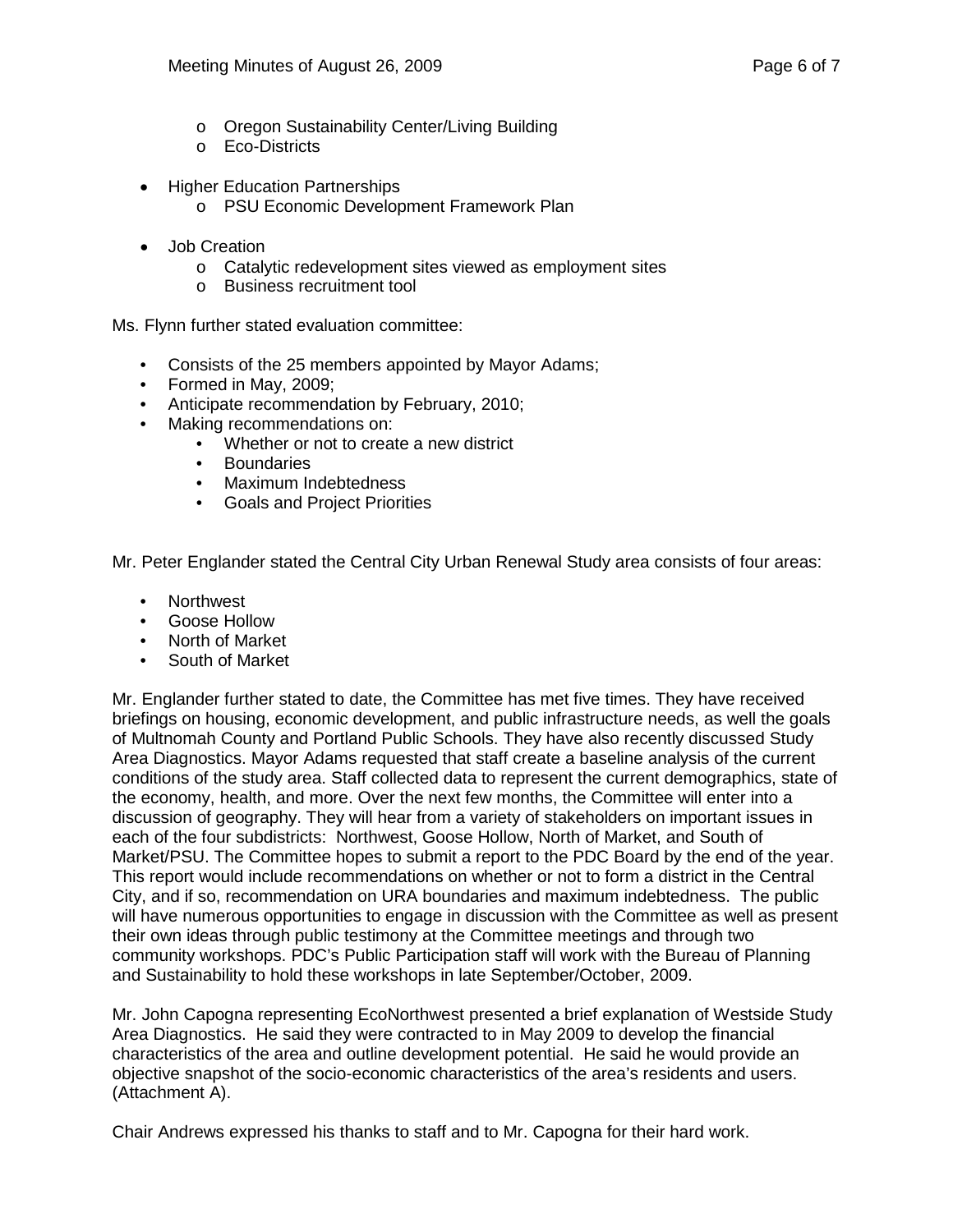- Oregon Sustainability Center/Living Building
    - Eco-Districts

- Higher Education Partnerships
    - PSU Economic Development Framework Plan

- Job Creation
    - Catalytic redevelopment sites viewed as employment sites
    - Business recruitment tool

Ms. Flynn further stated evaluation committee:

- Consists of the 25 members appointed by Mayor Adams;
- Formed in May, 2009;
- Anticipate recommendation by February, 2010;
- Making recommendations on:
    - Whether or not to create a new district
    - Boundaries
    - Maximum Indebtedness
    - Goals and Project Priorities

Mr. Peter Englander stated the Central City Urban Renewal Study area consists of four areas:

- Northwest
- Goose Hollow
- North of Market
- South of Market

Mr. Englander further stated to date, the Committee has met five times. They have received briefings on housing, economic development, and public infrastructure needs, as well the goals of Multnomah County and Portland Public Schools. They have also recently discussed Study Area Diagnostics. Mayor Adams requested that staff create a baseline analysis of the current conditions of the study area. Staff collected data to represent the current demographics, state of the economy, health, and more. Over the next few months, the Committee will enter into a discussion of geography. They will hear from a variety of stakeholders on important issues in each of the four subdistricts: Northwest, Goose Hollow, North of Market, and South of Market/PSU. The Committee hopes to submit a report to the PDC Board by the end of the year. This report would include recommendations on whether or not to form a district in the Central City, and if so, recommendation on URA boundaries and maximum indebtedness. The public will have numerous opportunities to engage in discussion with the Committee as well as present their own ideas through public testimony at the Committee meetings and through two community workshops. PDC's Public Participation staff will work with the Bureau of Planning and Sustainability to hold these workshops in late September/October, 2009.

Mr. John Capogna representing EcoNorthwest presented a brief explanation of Westside Study Area Diagnostics. He said they were contracted to in May 2009 to develop the financial characteristics of the area and outline development potential. He said he would provide an objective snapshot of the socio-economic characteristics of the area's residents and users. (Attachment A).

Chair Andrews expressed his thanks to staff and to Mr. Capogna for their hard work.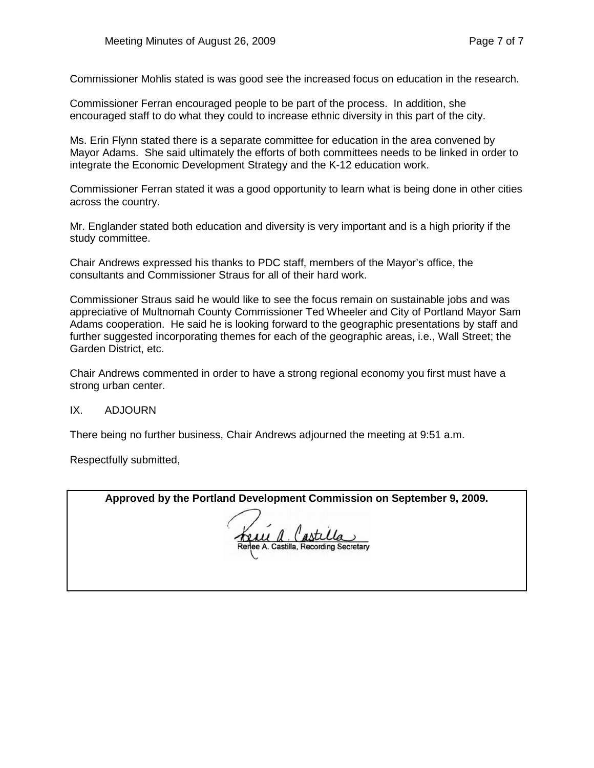Commissioner Mohlis stated is was good see the increased focus on education in the research.

Commissioner Ferran encouraged people to be part of the process. In addition, she encouraged staff to do what they could to increase ethnic diversity in this part of the city.

Ms. Erin Flynn stated there is a separate committee for education in the area convened by Mayor Adams. She said ultimately the efforts of both committees needs to be linked in order to integrate the Economic Development Strategy and the K-12 education work.

Commissioner Ferran stated it was a good opportunity to learn what is being done in other cities across the country.

Mr. Englander stated both education and diversity is very important and is a high priority if the study committee.

Chair Andrews expressed his thanks to PDC staff, members of the Mayor's office, the consultants and Commissioner Straus for all of their hard work.

Commissioner Straus said he would like to see the focus remain on sustainable jobs and was appreciative of Multnomah County Commissioner Ted Wheeler and City of Portland Mayor Sam Adams cooperation. He said he is looking forward to the geographic presentations by staff and further suggested incorporating themes for each of the geographic areas, i.e., Wall Street; the Garden District, etc.

Chair Andrews commented in order to have a strong regional economy you first must have a strong urban center.

## IX. ADJOURN

There being no further business, Chair Andrews adjourned the meeting at 9:51 a.m.

Respectfully submitted,

**Approved by the Portland Development Commission on September 9, 2009.**

Renee A. Castilla, Recording Secretary